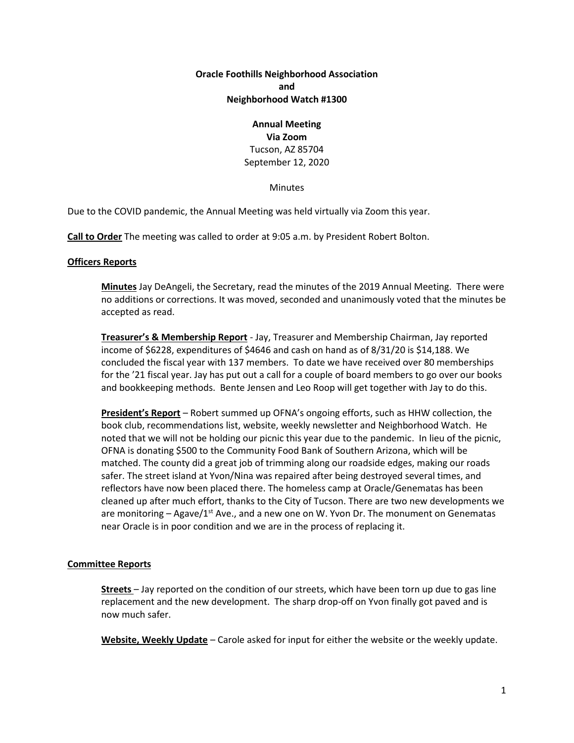**Oracle Foothills Neighborhood Association**
**and**
**Neighborhood Watch #1300**

**Annual Meeting**
**Via Zoom**
Tucson, AZ 85704
September 12, 2020

Minutes

Due to the COVID pandemic, the Annual Meeting was held virtually via Zoom this year.

**Call to Order** The meeting was called to order at 9:05 a.m. by President Robert Bolton.

**Officers Reports**

**Minutes** Jay DeAngeli, the Secretary, read the minutes of the 2019 Annual Meeting. There were no additions or corrections. It was moved, seconded and unanimously voted that the minutes be accepted as read.

**Treasurer's & Membership Report** - Jay, Treasurer and Membership Chairman, Jay reported income of $6228, expenditures of $4646 and cash on hand as of 8/31/20 is $14,188. We concluded the fiscal year with 137 members. To date we have received over 80 memberships for the '21 fiscal year. Jay has put out a call for a couple of board members to go over our books and bookkeeping methods. Bente Jensen and Leo Roop will get together with Jay to do this.

**President's Report** – Robert summed up OFNA's ongoing efforts, such as HHW collection, the book club, recommendations list, website, weekly newsletter and Neighborhood Watch. He noted that we will not be holding our picnic this year due to the pandemic. In lieu of the picnic, OFNA is donating $500 to the Community Food Bank of Southern Arizona, which will be matched. The county did a great job of trimming along our roadside edges, making our roads safer. The street island at Yvon/Nina was repaired after being destroyed several times, and reflectors have now been placed there. The homeless camp at Oracle/Genematas has been cleaned up after much effort, thanks to the City of Tucson. There are two new developments we are monitoring – Agave/1st Ave., and a new one on W. Yvon Dr. The monument on Genematas near Oracle is in poor condition and we are in the process of replacing it.

**Committee Reports**

**Streets** – Jay reported on the condition of our streets, which have been torn up due to gas line replacement and the new development. The sharp drop-off on Yvon finally got paved and is now much safer.

**Website, Weekly Update** – Carole asked for input for either the website or the weekly update.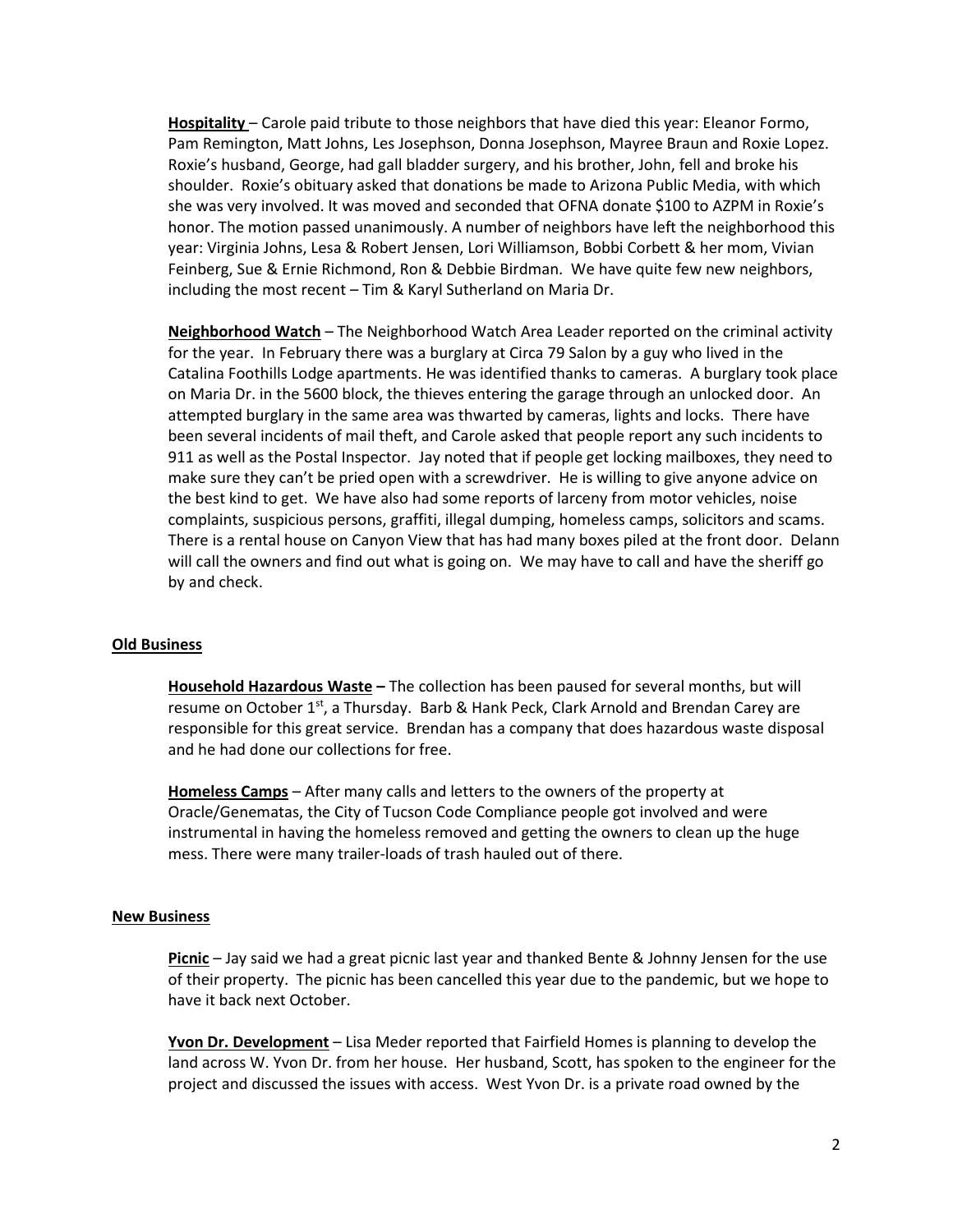**Hospitality** – Carole paid tribute to those neighbors that have died this year: Eleanor Formo, Pam Remington, Matt Johns, Les Josephson, Donna Josephson, Mayree Braun and Roxie Lopez. Roxie's husband, George, had gall bladder surgery, and his brother, John, fell and broke his shoulder. Roxie's obituary asked that donations be made to Arizona Public Media, with which she was very involved. It was moved and seconded that OFNA donate $100 to AZPM in Roxie's honor. The motion passed unanimously. A number of neighbors have left the neighborhood this year: Virginia Johns, Lesa & Robert Jensen, Lori Williamson, Bobbi Corbett & her mom, Vivian Feinberg, Sue & Ernie Richmond, Ron & Debbie Birdman. We have quite few new neighbors, including the most recent – Tim & Karyl Sutherland on Maria Dr.

**Neighborhood Watch** – The Neighborhood Watch Area Leader reported on the criminal activity for the year. In February there was a burglary at Circa 79 Salon by a guy who lived in the Catalina Foothills Lodge apartments. He was identified thanks to cameras. A burglary took place on Maria Dr. in the 5600 block, the thieves entering the garage through an unlocked door. An attempted burglary in the same area was thwarted by cameras, lights and locks. There have been several incidents of mail theft, and Carole asked that people report any such incidents to 911 as well as the Postal Inspector. Jay noted that if people get locking mailboxes, they need to make sure they can't be pried open with a screwdriver. He is willing to give anyone advice on the best kind to get. We have also had some reports of larceny from motor vehicles, noise complaints, suspicious persons, graffiti, illegal dumping, homeless camps, solicitors and scams. There is a rental house on Canyon View that has had many boxes piled at the front door. Delann will call the owners and find out what is going on. We may have to call and have the sheriff go by and check.

## **Old Business**

**Household Hazardous Waste** – The collection has been paused for several months, but will resume on October 1st, a Thursday. Barb & Hank Peck, Clark Arnold and Brendan Carey are responsible for this great service. Brendan has a company that does hazardous waste disposal and he had done our collections for free.

**Homeless Camps** – After many calls and letters to the owners of the property at Oracle/Genematas, the City of Tucson Code Compliance people got involved and were instrumental in having the homeless removed and getting the owners to clean up the huge mess. There were many trailer-loads of trash hauled out of there.

## **New Business**

**Picnic** – Jay said we had a great picnic last year and thanked Bente & Johnny Jensen for the use of their property. The picnic has been cancelled this year due to the pandemic, but we hope to have it back next October.

**Yvon Dr. Development** – Lisa Meder reported that Fairfield Homes is planning to develop the land across W. Yvon Dr. from her house. Her husband, Scott, has spoken to the engineer for the project and discussed the issues with access. West Yvon Dr. is a private road owned by the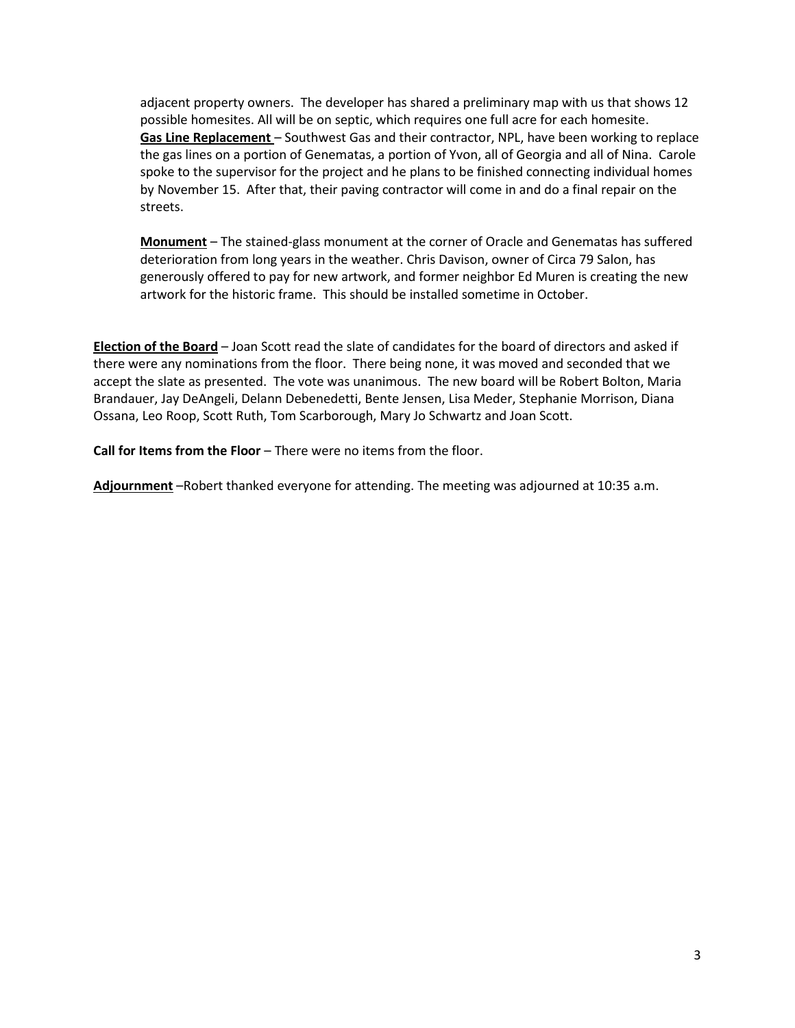adjacent property owners. The developer has shared a preliminary map with us that shows 12 possible homesites. All will be on septic, which requires one full acre for each homesite.

**Gas Line Replacement** – Southwest Gas and their contractor, NPL, have been working to replace the gas lines on a portion of Genematas, a portion of Yvon, all of Georgia and all of Nina. Carole spoke to the supervisor for the project and he plans to be finished connecting individual homes by November 15. After that, their paving contractor will come in and do a final repair on the streets.

**Monument** – The stained-glass monument at the corner of Oracle and Genematas has suffered deterioration from long years in the weather. Chris Davison, owner of Circa 79 Salon, has generously offered to pay for new artwork, and former neighbor Ed Muren is creating the new artwork for the historic frame. This should be installed sometime in October.

**Election of the Board** – Joan Scott read the slate of candidates for the board of directors and asked if there were any nominations from the floor. There being none, it was moved and seconded that we accept the slate as presented. The vote was unanimous. The new board will be Robert Bolton, Maria Brandauer, Jay DeAngeli, Delann Debenedetti, Bente Jensen, Lisa Meder, Stephanie Morrison, Diana Ossana, Leo Roop, Scott Ruth, Tom Scarborough, Mary Jo Schwartz and Joan Scott.

**Call for Items from the Floor** – There were no items from the floor.

**Adjournment** –Robert thanked everyone for attending. The meeting was adjourned at 10:35 a.m.